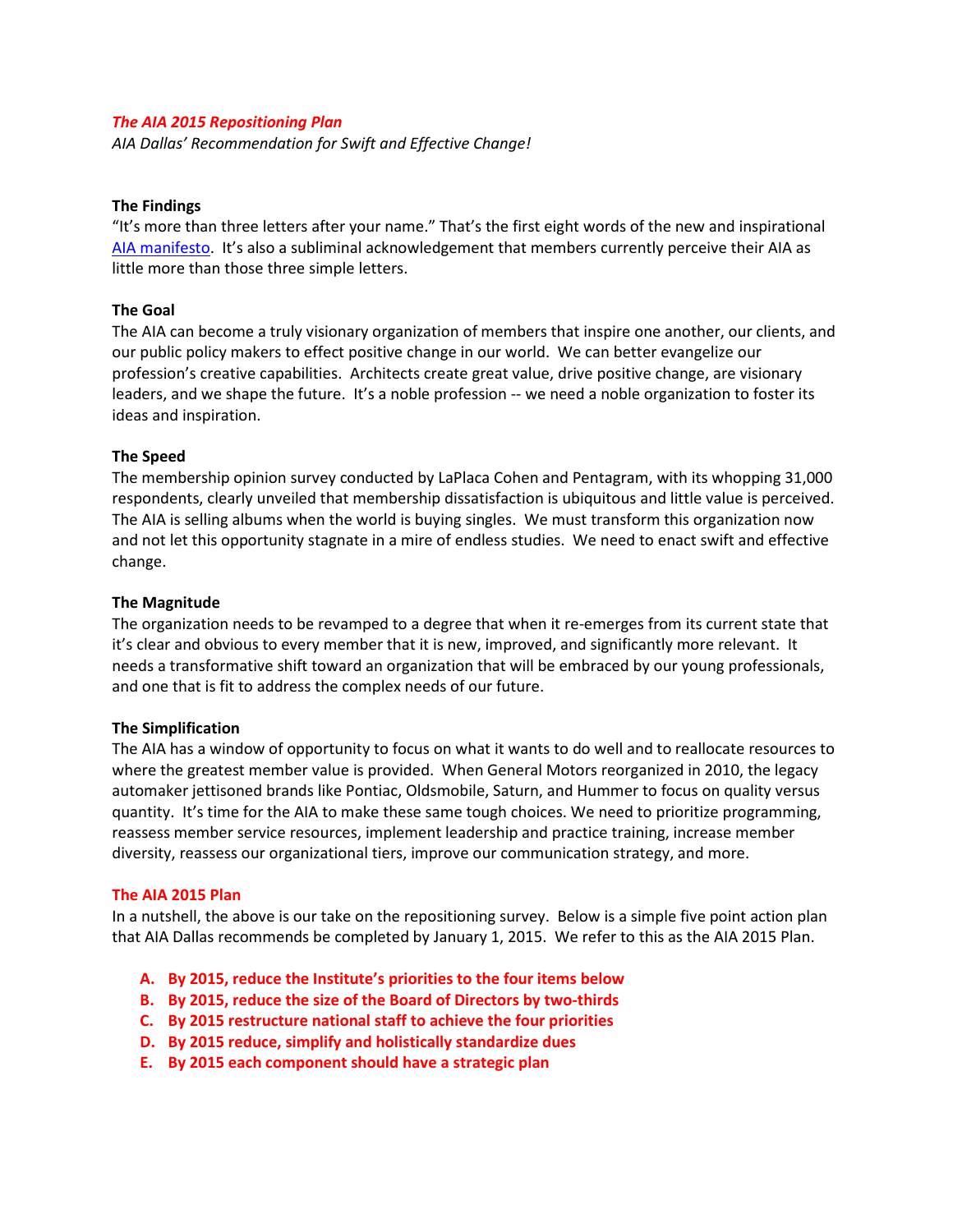***The AIA 2015 Repositioning Plan***

*AIA Dallas' Recommendation for Swift and Effective Change!*

**The Findings**

"It's more than three letters after your name." That's the first eight words of the new and inspirational AIA manifesto. It's also a subliminal acknowledgement that members currently perceive their AIA as little more than those three simple letters.

**The Goal**

The AIA can become a truly visionary organization of members that inspire one another, our clients, and our public policy makers to effect positive change in our world. We can better evangelize our profession's creative capabilities. Architects create great value, drive positive change, are visionary leaders, and we shape the future. It's a noble profession -- we need a noble organization to foster its ideas and inspiration.

**The Speed**

The membership opinion survey conducted by LaPlaca Cohen and Pentagram, with its whopping 31,000 respondents, clearly unveiled that membership dissatisfaction is ubiquitous and little value is perceived. The AIA is selling albums when the world is buying singles. We must transform this organization now and not let this opportunity stagnate in a mire of endless studies. We need to enact swift and effective change.

**The Magnitude**

The organization needs to be revamped to a degree that when it re-emerges from its current state that it's clear and obvious to every member that it is new, improved, and significantly more relevant. It needs a transformative shift toward an organization that will be embraced by our young professionals, and one that is fit to address the complex needs of our future.

**The Simplification**

The AIA has a window of opportunity to focus on what it wants to do well and to reallocate resources to where the greatest member value is provided. When General Motors reorganized in 2010, the legacy automaker jettisoned brands like Pontiac, Oldsmobile, Saturn, and Hummer to focus on quality versus quantity. It's time for the AIA to make these same tough choices. We need to prioritize programming, reassess member service resources, implement leadership and practice training, increase member diversity, reassess our organizational tiers, improve our communication strategy, and more.

**The AIA 2015 Plan**

In a nutshell, the above is our take on the repositioning survey. Below is a simple five point action plan that AIA Dallas recommends be completed by January 1, 2015. We refer to this as the AIA 2015 Plan.

A. **By 2015, reduce the Institute's priorities to the four items below**
B. **By 2015, reduce the size of the Board of Directors by two-thirds**
C. **By 2015 restructure national staff to achieve the four priorities**
D. **By 2015 reduce, simplify and holistically standardize dues**
E. **By 2015 each component should have a strategic plan**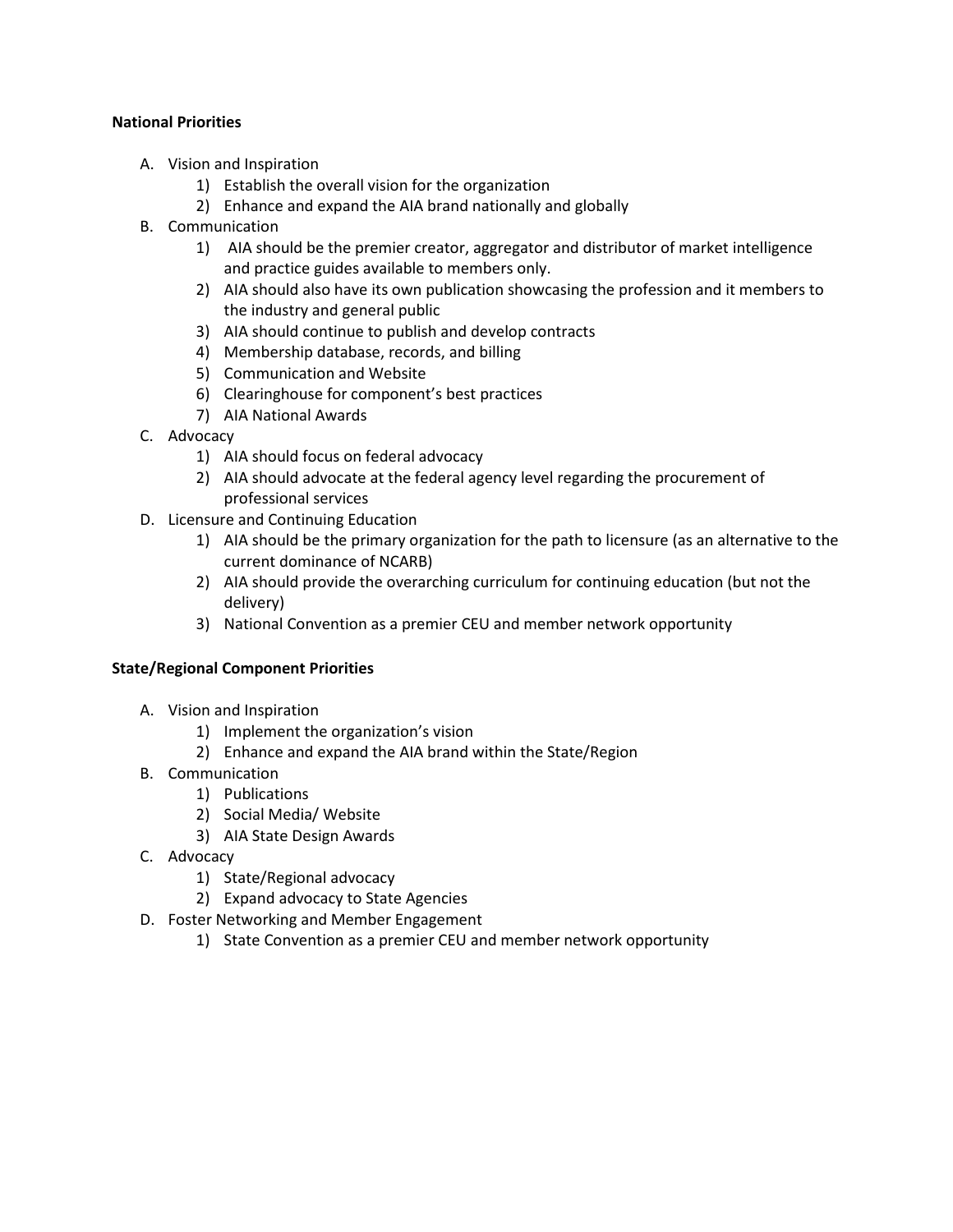**National Priorities**

A. Vision and Inspiration
    1) Establish the overall vision for the organization
    2) Enhance and expand the AIA brand nationally and globally
B. Communication
    1) AIA should be the premier creator, aggregator and distributor of market intelligence and practice guides available to members only.
    2) AIA should also have its own publication showcasing the profession and it members to the industry and general public
    3) AIA should continue to publish and develop contracts
    4) Membership database, records, and billing
    5) Communication and Website
    6) Clearinghouse for component's best practices
    7) AIA National Awards
C. Advocacy
    1) AIA should focus on federal advocacy
    2) AIA should advocate at the federal agency level regarding the procurement of professional services
D. Licensure and Continuing Education
    1) AIA should be the primary organization for the path to licensure (as an alternative to the current dominance of NCARB)
    2) AIA should provide the overarching curriculum for continuing education (but not the delivery)
    3) National Convention as a premier CEU and member network opportunity

**State/Regional Component Priorities**

A. Vision and Inspiration
    1) Implement the organization's vision
    2) Enhance and expand the AIA brand within the State/Region
B. Communication
    1) Publications
    2) Social Media/ Website
    3) AIA State Design Awards
C. Advocacy
    1) State/Regional advocacy
    2) Expand advocacy to State Agencies
D. Foster Networking and Member Engagement
    1) State Convention as a premier CEU and member network opportunity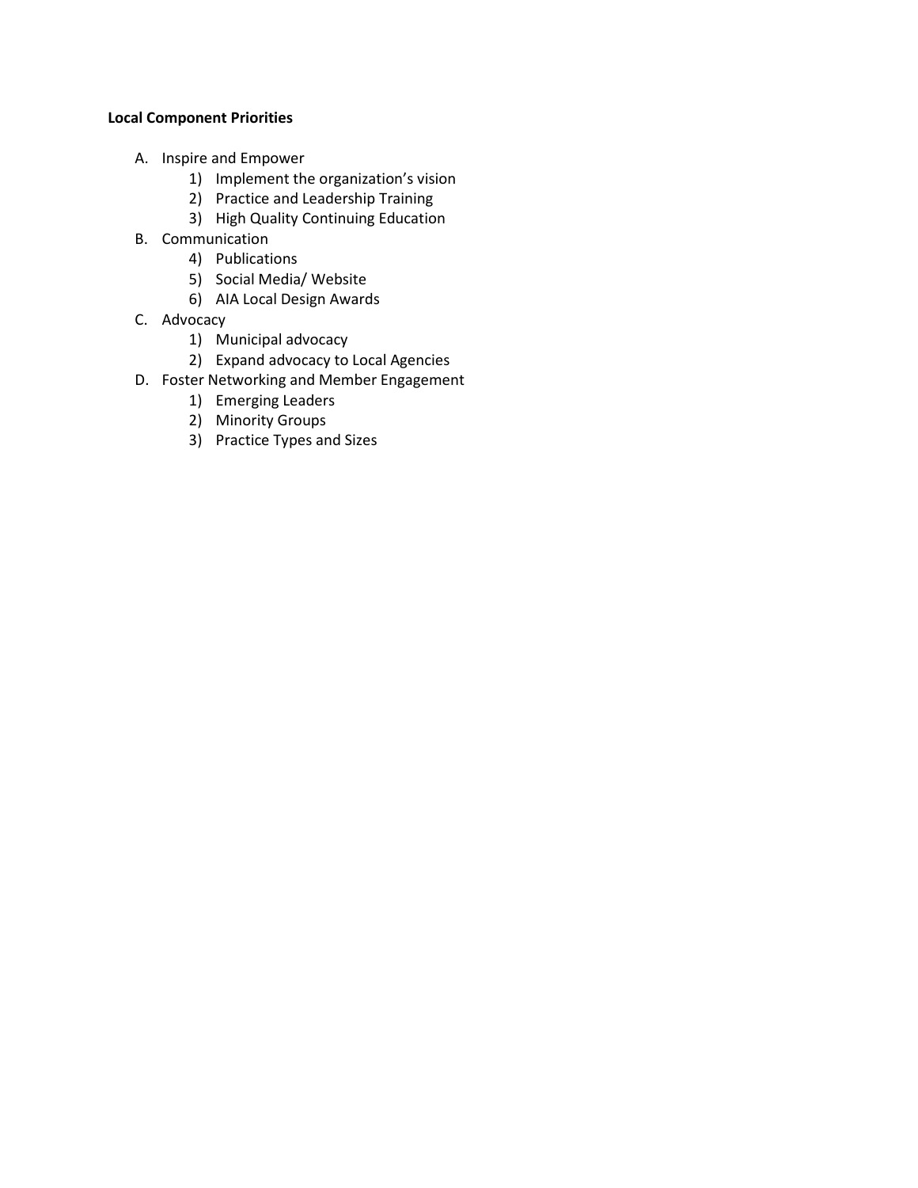**Local Component Priorities**

A. Inspire and Empower
    1) Implement the organization's vision
    2) Practice and Leadership Training
    3) High Quality Continuing Education
B. Communication
    4) Publications
    5) Social Media/ Website
    6) AIA Local Design Awards
C. Advocacy
    1) Municipal advocacy
    2) Expand advocacy to Local Agencies
D. Foster Networking and Member Engagement
    1) Emerging Leaders
    2) Minority Groups
    3) Practice Types and Sizes